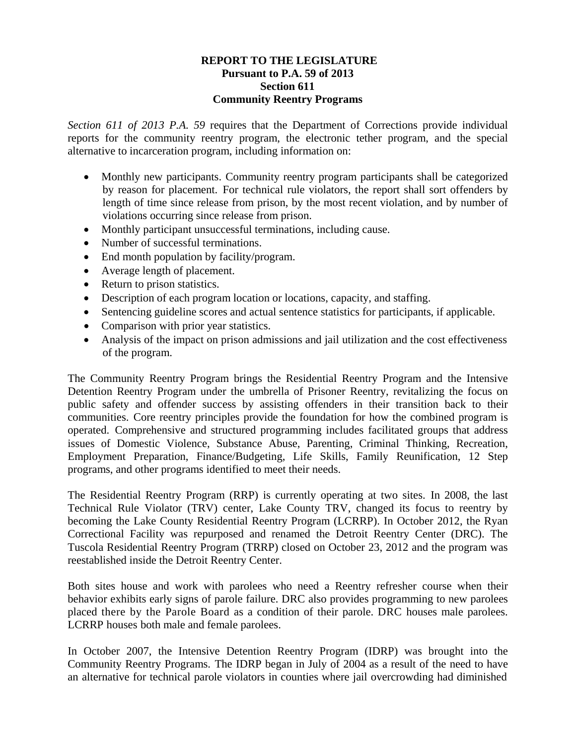**REPORT TO THE LEGISLATURE**
**Pursuant to P.A. 59 of 2013**
**Section 611**
**Community Reentry Programs**

*Section 611 of 2013 P.A. 59* requires that the Department of Corrections provide individual reports for the community reentry program, the electronic tether program, and the special alternative to incarceration program, including information on:

- Monthly new participants. Community reentry program participants shall be categorized by reason for placement. For technical rule violators, the report shall sort offenders by length of time since release from prison, by the most recent violation, and by number of violations occurring since release from prison.
- Monthly participant unsuccessful terminations, including cause.
- Number of successful terminations.
- End month population by facility/program.
- Average length of placement.
- Return to prison statistics.
- Description of each program location or locations, capacity, and staffing.
- Sentencing guideline scores and actual sentence statistics for participants, if applicable.
- Comparison with prior year statistics.
- Analysis of the impact on prison admissions and jail utilization and the cost effectiveness of the program.

The Community Reentry Program brings the Residential Reentry Program and the Intensive Detention Reentry Program under the umbrella of Prisoner Reentry, revitalizing the focus on public safety and offender success by assisting offenders in their transition back to their communities. Core reentry principles provide the foundation for how the combined program is operated. Comprehensive and structured programming includes facilitated groups that address issues of Domestic Violence, Substance Abuse, Parenting, Criminal Thinking, Recreation, Employment Preparation, Finance/Budgeting, Life Skills, Family Reunification, 12 Step programs, and other programs identified to meet their needs.

The Residential Reentry Program (RRP) is currently operating at two sites. In 2008, the last Technical Rule Violator (TRV) center, Lake County TRV, changed its focus to reentry by becoming the Lake County Residential Reentry Program (LCRRP). In October 2012, the Ryan Correctional Facility was repurposed and renamed the Detroit Reentry Center (DRC). The Tuscola Residential Reentry Program (TRRP) closed on October 23, 2012 and the program was reestablished inside the Detroit Reentry Center.

Both sites house and work with parolees who need a Reentry refresher course when their behavior exhibits early signs of parole failure. DRC also provides programming to new parolees placed there by the Parole Board as a condition of their parole. DRC houses male parolees. LCRRP houses both male and female parolees.

In October 2007, the Intensive Detention Reentry Program (IDRP) was brought into the Community Reentry Programs. The IDRP began in July of 2004 as a result of the need to have an alternative for technical parole violators in counties where jail overcrowding had diminished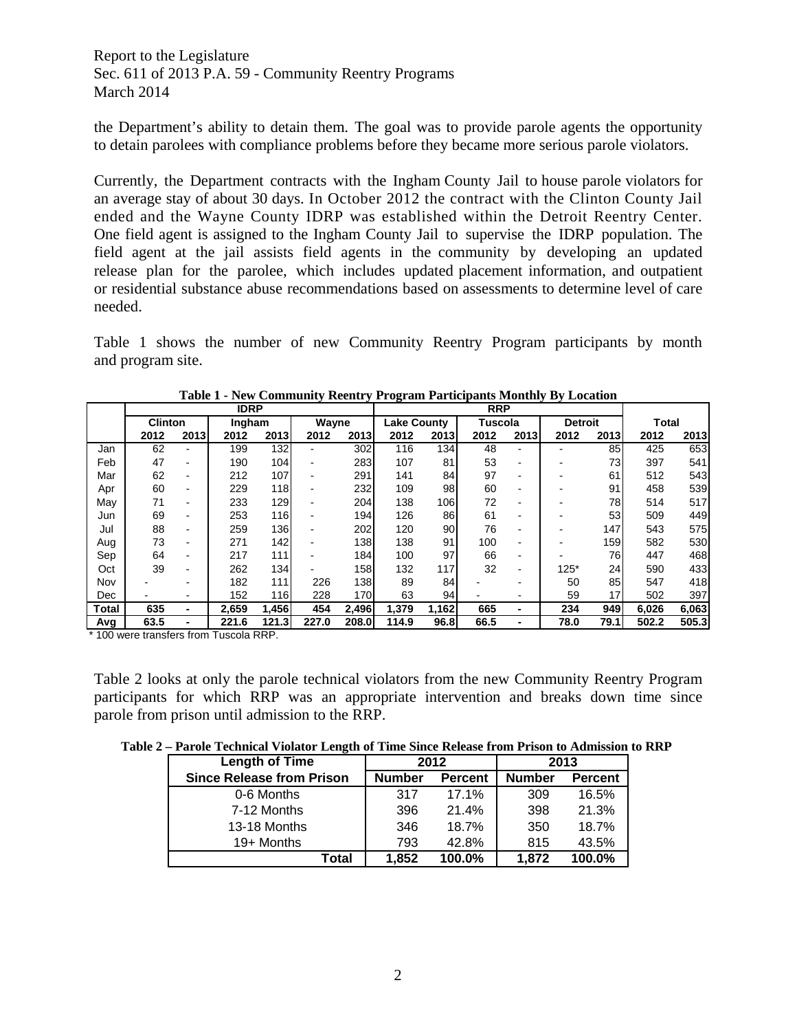the Department's ability to detain them. The goal was to provide parole agents the opportunity to detain parolees with compliance problems before they became more serious parole violators.

Currently, the Department contracts with the Ingham County Jail to house parole violators for an average stay of about 30 days. In October 2012 the contract with the Clinton County Jail ended and the Wayne County IDRP was established within the Detroit Reentry Center. One field agent is assigned to the Ingham County Jail to supervise the IDRP population. The field agent at the jail assists field agents in the community by developing an updated release plan for the parolee, which includes updated placement information, and outpatient or residential substance abuse recommendations based on assessments to determine level of care needed.

Table 1 shows the number of new Community Reentry Program participants by month and program site.

**Table 1 - New Community Reentry Program Participants Monthly By Location**

| | IDRP | | | | | | RRP | | | | | | | |
|---|---|---|---|---|---|---|---|---|---|---|---|---|---|---|
| | Clinton | | Ingham | | Wayne | | Lake County | | Tuscola | | Detroit | | Total | |
| | 2012 | 2013 | 2012 | 2013 | 2012 | 2013 | 2012 | 2013 | 2012 | 2013 | 2012 | 2013 | 2012 | 2013 |
| Jan | 62 | - | 199 | 132 | - | 302 | 116 | 134 | 48 | - | - | 85 | 425 | 653 |
| Feb | 47 | - | 190 | 104 | - | 283 | 107 | 81 | 53 | - | - | 73 | 397 | 541 |
| Mar | 62 | - | 212 | 107 | - | 291 | 141 | 84 | 97 | - | - | 61 | 512 | 543 |
| Apr | 60 | - | 229 | 118 | - | 232 | 109 | 98 | 60 | - | - | 91 | 458 | 539 |
| May | 71 | - | 233 | 129 | - | 204 | 138 | 106 | 72 | - | - | 78 | 514 | 517 |
| Jun | 69 | - | 253 | 116 | - | 194 | 126 | 86 | 61 | - | - | 53 | 509 | 449 |
| Jul | 88 | - | 259 | 136 | - | 202 | 120 | 90 | 76 | - | - | 147 | 543 | 575 |
| Aug | 73 | - | 271 | 142 | - | 138 | 138 | 91 | 100 | - | - | 159 | 582 | 530 |
| Sep | 64 | - | 217 | 111 | - | 184 | 100 | 97 | 66 | - | - | 76 | 447 | 468 |
| Oct | 39 | - | 262 | 134 | - | 158 | 132 | 117 | 32 | - | 125* | 24 | 590 | 433 |
| Nov | - | - | 182 | 111 | 226 | 138 | 89 | 84 | - | - | 50 | 85 | 547 | 418 |
| Dec | - | - | 152 | 116 | 228 | 170 | 63 | 94 | - | - | 59 | 17 | 502 | 397 |
| **Total** | **635** | **-** | **2,659** | **1,456** | **454** | **2,496** | **1,379** | **1,162** | **665** | **-** | **234** | **949** | **6,026** | **6,063** |
| **Avg** | **63.5** | **-** | **221.6** | **121.3** | **227.0** | **208.0** | **114.9** | **96.8** | **66.5** | **-** | **78.0** | **79.1** | **502.2** | **505.3** |

\* 100 were transfers from Tuscola RRP.

Table 2 looks at only the parole technical violators from the new Community Reentry Program participants for which RRP was an appropriate intervention and breaks down time since parole from prison until admission to the RRP.

**Table 2 – Parole Technical Violator Length of Time Since Release from Prison to Admission to RRP**

| Length of Time | 2012 | | 2013 | |
|---|---|---|---|---|
| Since Release from Prison | Number | Percent | Number | Percent |
| 0-6 Months | 317 | 17.1% | 309 | 16.5% |
| 7-12 Months | 396 | 21.4% | 398 | 21.3% |
| 13-18 Months | 346 | 18.7% | 350 | 18.7% |
| 19+ Months | 793 | 42.8% | 815 | 43.5% |
| **Total** | **1,852** | **100.0%** | **1,872** | **100.0%** |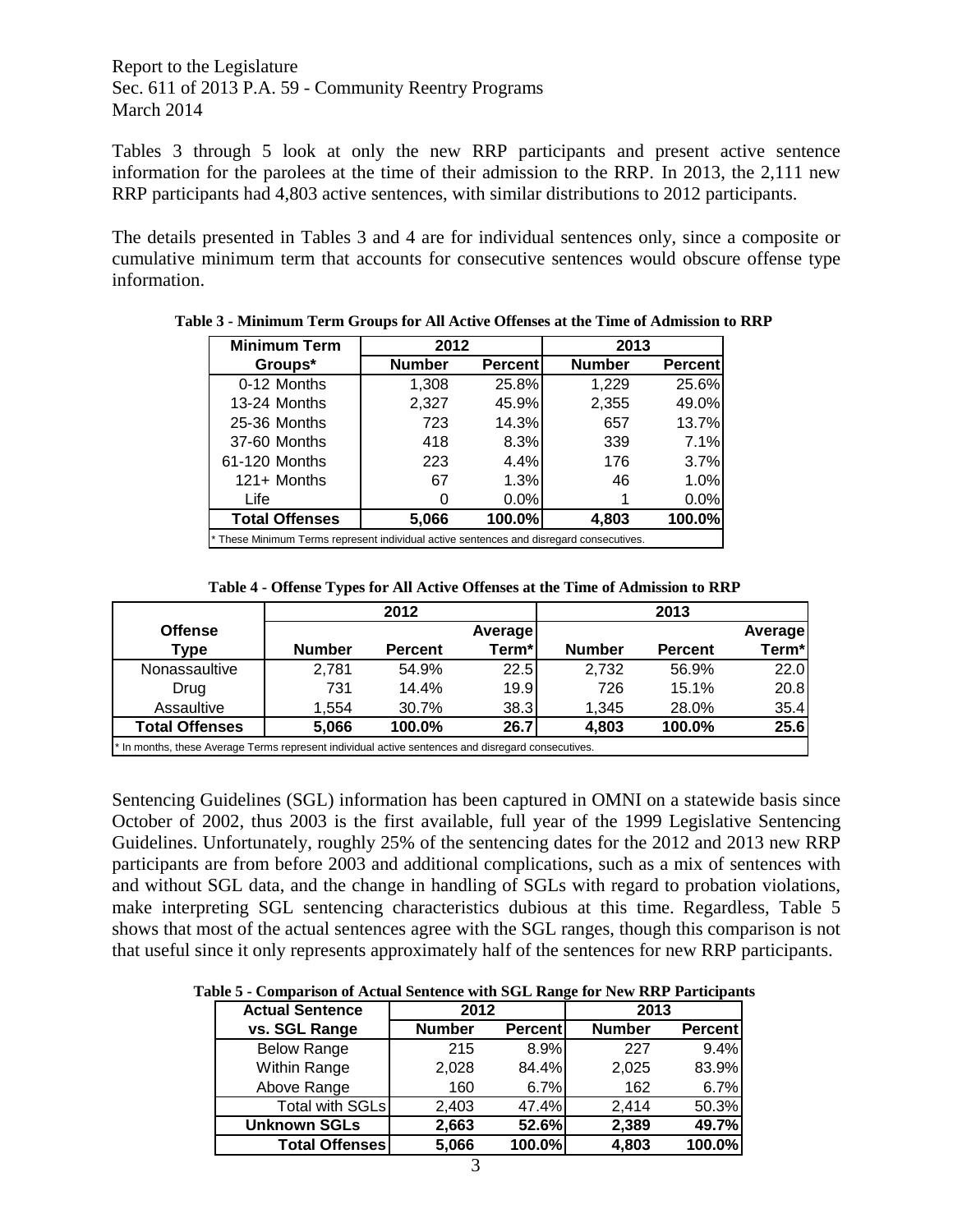Tables 3 through 5 look at only the new RRP participants and present active sentence information for the parolees at the time of their admission to the RRP. In 2013, the 2,111 new RRP participants had 4,803 active sentences, with similar distributions to 2012 participants.

The details presented in Tables 3 and 4 are for individual sentences only, since a composite or cumulative minimum term that accounts for consecutive sentences would obscure offense type information.

**Table 3 - Minimum Term Groups for All Active Offenses at the Time of Admission to RRP**

| Minimum Term | 2012 | | 2013 | |
|---|---|---|---|---|
| Groups* | Number | Percent | Number | Percent |
| 0-12 Months | 1,308 | 25.8% | 1,229 | 25.6% |
| 13-24 Months | 2,327 | 45.9% | 2,355 | 49.0% |
| 25-36 Months | 723 | 14.3% | 657 | 13.7% |
| 37-60 Months | 418 | 8.3% | 339 | 7.1% |
| 61-120 Months | 223 | 4.4% | 176 | 3.7% |
| 121+ Months | 67 | 1.3% | 46 | 1.0% |
| Life | 0 | 0.0% | 1 | 0.0% |
| **Total Offenses** | **5,066** | **100.0%** | **4,803** | **100.0%** |

* These Minimum Terms represent individual active sentences and disregard consecutives.

**Table 4 - Offense Types for All Active Offenses at the Time of Admission to RRP**

| Offense | 2012 | | | 2013 | | |
|---|---|---|---|---|---|---|
| Type | Number | Percent | Average Term* | Number | Percent | Average Term* |
| Nonassaultive | 2,781 | 54.9% | 22.5 | 2,732 | 56.9% | 22.0 |
| Drug | 731 | 14.4% | 19.9 | 726 | 15.1% | 20.8 |
| Assaultive | 1,554 | 30.7% | 38.3 | 1,345 | 28.0% | 35.4 |
| **Total Offenses** | **5,066** | **100.0%** | **26.7** | **4,803** | **100.0%** | **25.6** |

* In months, these Average Terms represent individual active sentences and disregard consecutives.

Sentencing Guidelines (SGL) information has been captured in OMNI on a statewide basis since October of 2002, thus 2003 is the first available, full year of the 1999 Legislative Sentencing Guidelines. Unfortunately, roughly 25% of the sentencing dates for the 2012 and 2013 new RRP participants are from before 2003 and additional complications, such as a mix of sentences with and without SGL data, and the change in handling of SGLs with regard to probation violations, make interpreting SGL sentencing characteristics dubious at this time. Regardless, Table 5 shows that most of the actual sentences agree with the SGL ranges, though this comparison is not that useful since it only represents approximately half of the sentences for new RRP participants.

**Table 5 - Comparison of Actual Sentence with SGL Range for New RRP Participants**

| Actual Sentence | 2012 | | 2013 | |
|---|---|---|---|---|
| vs. SGL Range | Number | Percent | Number | Percent |
| Below Range | 215 | 8.9% | 227 | 9.4% |
| Within Range | 2,028 | 84.4% | 2,025 | 83.9% |
| Above Range | 160 | 6.7% | 162 | 6.7% |
| Total with SGLs | 2,403 | 47.4% | 2,414 | 50.3% |
| **Unknown SGLs** | **2,663** | **52.6%** | **2,389** | **49.7%** |
| **Total Offenses** | **5,066** | **100.0%** | **4,803** | **100.0%** |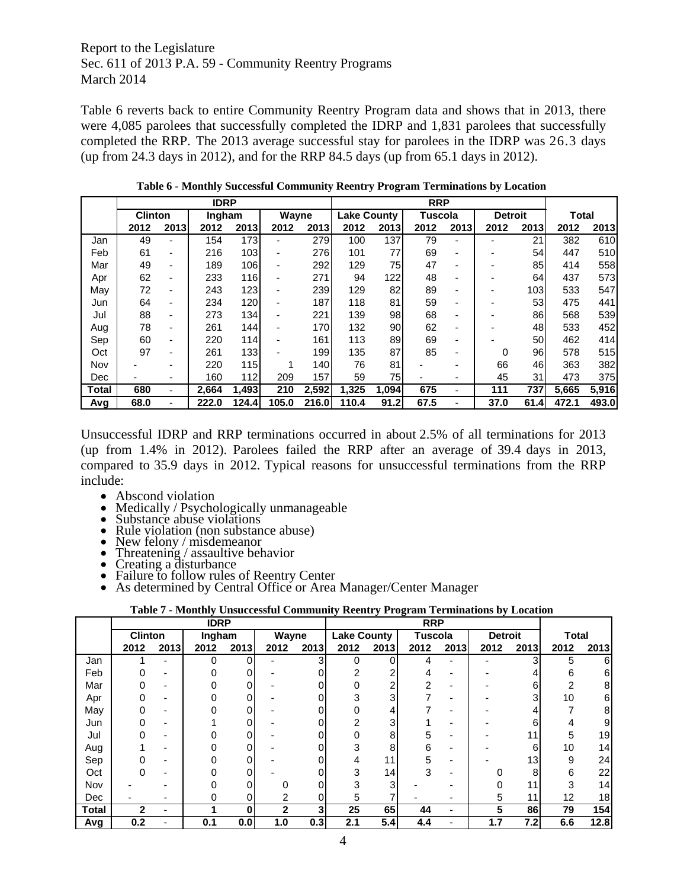Report to the Legislature
Sec. 611 of 2013 P.A. 59 - Community Reentry Programs
March 2014

Table 6 reverts back to entire Community Reentry Program data and shows that in 2013, there were 4,085 parolees that successfully completed the IDRP and 1,831 parolees that successfully completed the RRP. The 2013 average successful stay for parolees in the IDRP was 26.3 days (up from 24.3 days in 2012), and for the RRP 84.5 days (up from 65.1 days in 2012).

**Table 6 - Monthly Successful Community Reentry Program Terminations by Location**

| | IDRP | | | | | | RRP | | | | | | | |
|---|---|---|---|---|---|---|---|---|---|---|---|---|---|---|
| | Clinton | | Ingham | | Wayne | | Lake County | | Tuscola | | Detroit | | Total | |
| | 2012 | 2013 | 2012 | 2013 | 2012 | 2013 | 2012 | 2013 | 2012 | 2013 | 2012 | 2013 | 2012 | 2013 |
| Jan | 49 | - | 154 | 173 | - | 279 | 100 | 137 | 79 | - | - | 21 | 382 | 610 |
| Feb | 61 | - | 216 | 103 | - | 276 | 101 | 77 | 69 | - | - | 54 | 447 | 510 |
| Mar | 49 | - | 189 | 106 | - | 292 | 129 | 75 | 47 | - | - | 85 | 414 | 558 |
| Apr | 62 | - | 233 | 116 | - | 271 | 94 | 122 | 48 | - | - | 64 | 437 | 573 |
| May | 72 | - | 243 | 123 | - | 239 | 129 | 82 | 89 | - | - | 103 | 533 | 547 |
| Jun | 64 | - | 234 | 120 | - | 187 | 118 | 81 | 59 | - | - | 53 | 475 | 441 |
| Jul | 88 | - | 273 | 134 | - | 221 | 139 | 98 | 68 | - | - | 86 | 568 | 539 |
| Aug | 78 | - | 261 | 144 | - | 170 | 132 | 90 | 62 | - | - | 48 | 533 | 452 |
| Sep | 60 | - | 220 | 114 | - | 161 | 113 | 89 | 69 | - | - | 50 | 462 | 414 |
| Oct | 97 | - | 261 | 133 | - | 199 | 135 | 87 | 85 | - | 0 | 96 | 578 | 515 |
| Nov | - | - | 220 | 115 | 1 | 140 | 76 | 81 | - | - | 66 | 46 | 363 | 382 |
| Dec | - | - | 160 | 112 | 209 | 157 | 59 | 75 | - | - | 45 | 31 | 473 | 375 |
| **Total** | **680** | - | **2,664** | **1,493** | **210** | **2,592** | **1,325** | **1,094** | **675** | - | **111** | **737** | **5,665** | **5,916** |
| **Avg** | **68.0** | - | **222.0** | **124.4** | **105.0** | **216.0** | **110.4** | **91.2** | **67.5** | - | **37.0** | **61.4** | **472.1** | **493.0** |

Unsuccessful IDRP and RRP terminations occurred in about 2.5% of all terminations for 2013 (up from 1.4% in 2012). Parolees failed the RRP after an average of 39.4 days in 2013, compared to 35.9 days in 2012. Typical reasons for unsuccessful terminations from the RRP include:

- Abscond violation
- Medically / Psychologically unmanageable
- Substance abuse violations
- Rule violation (non substance abuse)
- New felony / misdemeanor
- Threatening / assaultive behavior
- Creating a disturbance
- Failure to follow rules of Reentry Center
- As determined by Central Office or Area Manager/Center Manager

**Table 7 - Monthly Unsuccessful Community Reentry Program Terminations by Location**

| | IDRP | | | | | | RRP | | | | | | | |
|---|---|---|---|---|---|---|---|---|---|---|---|---|---|---|
| | Clinton | | Ingham | | Wayne | | Lake County | | Tuscola | | Detroit | | Total | |
| | 2012 | 2013 | 2012 | 2013 | 2012 | 2013 | 2012 | 2013 | 2012 | 2013 | 2012 | 2013 | 2012 | 2013 |
| Jan | 1 | - | 0 | 0 | - | 3 | 0 | 0 | 4 | - | - | 3 | 5 | 6 |
| Feb | 0 | - | 0 | 0 | - | 0 | 2 | 2 | 4 | - | - | 4 | 6 | 6 |
| Mar | 0 | - | 0 | 0 | - | 0 | 0 | 2 | 2 | - | - | 6 | 2 | 8 |
| Apr | 0 | - | 0 | 0 | - | 0 | 3 | 3 | 7 | - | - | 3 | 10 | 6 |
| May | 0 | - | 0 | 0 | - | 0 | 0 | 4 | 7 | - | - | 4 | 7 | 8 |
| Jun | 0 | - | 1 | 0 | - | 0 | 2 | 3 | 1 | - | - | 6 | 4 | 9 |
| Jul | 0 | - | 0 | 0 | - | 0 | 0 | 8 | 5 | - | - | 11 | 5 | 19 |
| Aug | 1 | - | 0 | 0 | - | 0 | 3 | 8 | 6 | - | - | 6 | 10 | 14 |
| Sep | 0 | - | 0 | 0 | - | 0 | 4 | 11 | 5 | - | - | 13 | 9 | 24 |
| Oct | 0 | - | 0 | 0 | - | 0 | 3 | 14 | 3 | - | 0 | 8 | 6 | 22 |
| Nov | - | - | 0 | 0 | 0 | 0 | 3 | 3 | - | - | 0 | 11 | 3 | 14 |
| Dec | - | - | 0 | 0 | 2 | 0 | 5 | 7 | - | - | 5 | 11 | 12 | 18 |
| **Total** | **2** | - | **1** | **0** | **2** | **3** | **25** | **65** | **44** | - | **5** | **86** | **79** | **154** |
| **Avg** | **0.2** | - | **0.1** | **0.0** | **1.0** | **0.3** | **2.1** | **5.4** | **4.4** | - | **1.7** | **7.2** | **6.6** | **12.8** |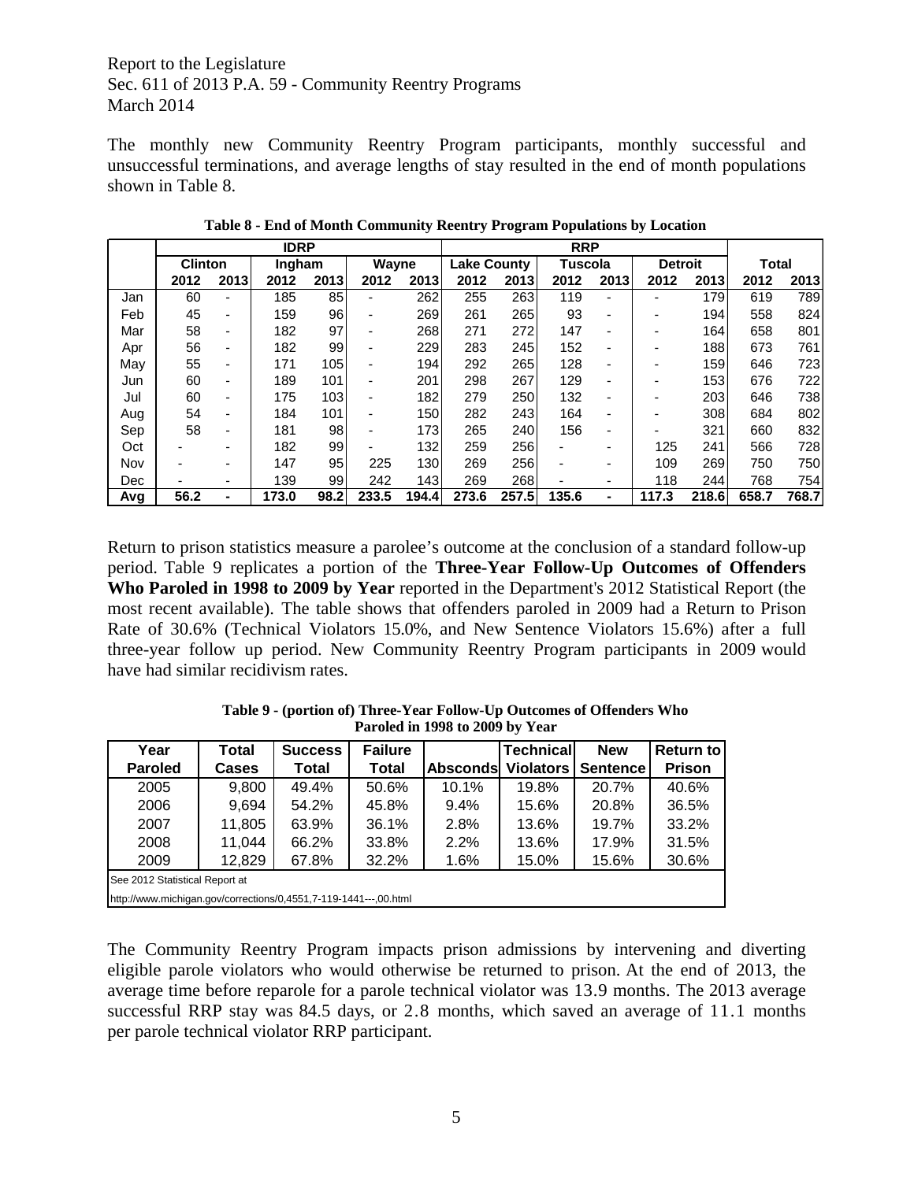Report to the Legislature
Sec. 611 of 2013 P.A. 59 - Community Reentry Programs
March 2014

The monthly new Community Reentry Program participants, monthly successful and unsuccessful terminations, and average lengths of stay resulted in the end of month populations shown in Table 8.

**Table 8 - End of Month Community Reentry Program Populations by Location**

| | IDRP | | | | | | RRP | | | | | | | |
|---|---|---|---|---|---|---|---|---|---|---|---|---|---|---|
| | Clinton | | Ingham | | Wayne | | Lake County | | Tuscola | | Detroit | | Total | |
| | 2012 | 2013 | 2012 | 2013 | 2012 | 2013 | 2012 | 2013 | 2012 | 2013 | 2012 | 2013 | 2012 | 2013 |
| Jan | 60 | - | 185 | 85 | - | 262 | 255 | 263 | 119 | - | - | 179 | 619 | 789 |
| Feb | 45 | - | 159 | 96 | - | 269 | 261 | 265 | 93 | - | - | 194 | 558 | 824 |
| Mar | 58 | - | 182 | 97 | - | 268 | 271 | 272 | 147 | - | - | 164 | 658 | 801 |
| Apr | 56 | - | 182 | 99 | - | 229 | 283 | 245 | 152 | - | - | 188 | 673 | 761 |
| May | 55 | - | 171 | 105 | - | 194 | 292 | 265 | 128 | - | - | 159 | 646 | 723 |
| Jun | 60 | - | 189 | 101 | - | 201 | 298 | 267 | 129 | - | - | 153 | 676 | 722 |
| Jul | 60 | - | 175 | 103 | - | 182 | 279 | 250 | 132 | - | - | 203 | 646 | 738 |
| Aug | 54 | - | 184 | 101 | - | 150 | 282 | 243 | 164 | - | - | 308 | 684 | 802 |
| Sep | 58 | - | 181 | 98 | - | 173 | 265 | 240 | 156 | - | - | 321 | 660 | 832 |
| Oct | - | - | 182 | 99 | - | 132 | 259 | 256 | - | - | 125 | 241 | 566 | 728 |
| Nov | - | - | 147 | 95 | 225 | 130 | 269 | 256 | - | - | 109 | 269 | 750 | 750 |
| Dec | - | - | 139 | 99 | 242 | 143 | 269 | 268 | - | - | 118 | 244 | 768 | 754 |
| **Avg** | **56.2** | **-** | **173.0** | **98.2** | **233.5** | **194.4** | **273.6** | **257.5** | **135.6** | **-** | **117.3** | **218.6** | **658.7** | **768.7** |

Return to prison statistics measure a parolee's outcome at the conclusion of a standard follow-up period. Table 9 replicates a portion of the **Three-Year Follow-Up Outcomes of Offenders Who Paroled in 1998 to 2009 by Year** reported in the Department's 2012 Statistical Report (the most recent available). The table shows that offenders paroled in 2009 had a Return to Prison Rate of 30.6% (Technical Violators 15.0%, and New Sentence Violators 15.6%) after a full three-year follow up period. New Community Reentry Program participants in 2009 would have had similar recidivism rates.

**Table 9 - (portion of) Three-Year Follow-Up Outcomes of Offenders Who Paroled in 1998 to 2009 by Year**

| Year Paroled | Total Cases | Success Total | Failure Total | Absconds | Technical Violators | New Sentence | Return to Prison |
|---|---|---|---|---|---|---|---|
| 2005 | 9,800 | 49.4% | 50.6% | 10.1% | 19.8% | 20.7% | 40.6% |
| 2006 | 9,694 | 54.2% | 45.8% | 9.4% | 15.6% | 20.8% | 36.5% |
| 2007 | 11,805 | 63.9% | 36.1% | 2.8% | 13.6% | 19.7% | 33.2% |
| 2008 | 11,044 | 66.2% | 33.8% | 2.2% | 13.6% | 17.9% | 31.5% |
| 2009 | 12,829 | 67.8% | 32.2% | 1.6% | 15.0% | 15.6% | 30.6% |

See 2012 Statistical Report at
http://www.michigan.gov/corrections/0,4551,7-119-1441---,00.html

The Community Reentry Program impacts prison admissions by intervening and diverting eligible parole violators who would otherwise be returned to prison. At the end of 2013, the average time before reparole for a parole technical violator was 13.9 months. The 2013 average successful RRP stay was 84.5 days, or 2.8 months, which saved an average of 11.1 months per parole technical violator RRP participant.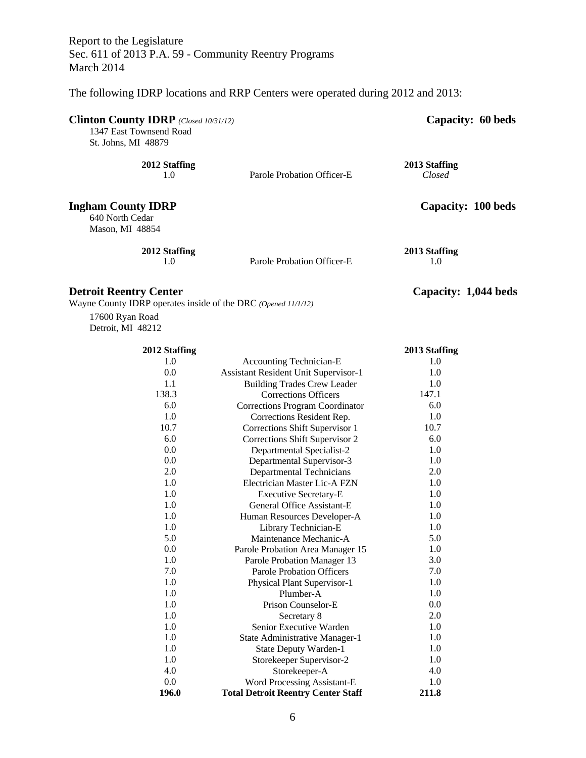Report to the Legislature
Sec. 611 of 2013 P.A. 59 - Community Reentry Programs
March 2014

The following IDRP locations and RRP Centers were operated during 2012 and 2013:

### Clinton County IDRP *(Closed 10/31/12)* — Capacity: 60 beds

1347 East Townsend Road
St. Johns, MI 48879

| 2012 Staffing | | 2013 Staffing |
|---|---|---|
| 1.0 | Parole Probation Officer-E | *Closed* |

### Ingham County IDRP — Capacity: 100 beds

640 North Cedar
Mason, MI 48854

| 2012 Staffing | | 2013 Staffing |
|---|---|---|
| 1.0 | Parole Probation Officer-E | 1.0 |

### Detroit Reentry Center — Capacity: 1,044 beds

Wayne County IDRP operates inside of the DRC *(Opened 11/1/12)*

17600 Ryan Road
Detroit, MI 48212

| 2012 Staffing | | 2013 Staffing |
|---|---|---|
| 1.0 | Accounting Technician-E | 1.0 |
| 0.0 | Assistant Resident Unit Supervisor-1 | 1.0 |
| 1.1 | Building Trades Crew Leader | 1.0 |
| 138.3 | Corrections Officers | 147.1 |
| 6.0 | Corrections Program Coordinator | 6.0 |
| 1.0 | Corrections Resident Rep. | 1.0 |
| 10.7 | Corrections Shift Supervisor 1 | 10.7 |
| 6.0 | Corrections Shift Supervisor 2 | 6.0 |
| 0.0 | Departmental Specialist-2 | 1.0 |
| 0.0 | Departmental Supervisor-3 | 1.0 |
| 2.0 | Departmental Technicians | 2.0 |
| 1.0 | Electrician Master Lic-A FZN | 1.0 |
| 1.0 | Executive Secretary-E | 1.0 |
| 1.0 | General Office Assistant-E | 1.0 |
| 1.0 | Human Resources Developer-A | 1.0 |
| 1.0 | Library Technician-E | 1.0 |
| 5.0 | Maintenance Mechanic-A | 5.0 |
| 0.0 | Parole Probation Area Manager 15 | 1.0 |
| 1.0 | Parole Probation Manager 13 | 3.0 |
| 7.0 | Parole Probation Officers | 7.0 |
| 1.0 | Physical Plant Supervisor-1 | 1.0 |
| 1.0 | Plumber-A | 1.0 |
| 1.0 | Prison Counselor-E | 0.0 |
| 1.0 | Secretary 8 | 2.0 |
| 1.0 | Senior Executive Warden | 1.0 |
| 1.0 | State Administrative Manager-1 | 1.0 |
| 1.0 | State Deputy Warden-1 | 1.0 |
| 1.0 | Storekeeper Supervisor-2 | 1.0 |
| 4.0 | Storekeeper-A | 4.0 |
| 0.0 | Word Processing Assistant-E | 1.0 |
| **196.0** | **Total Detroit Reentry Center Staff** | **211.8** |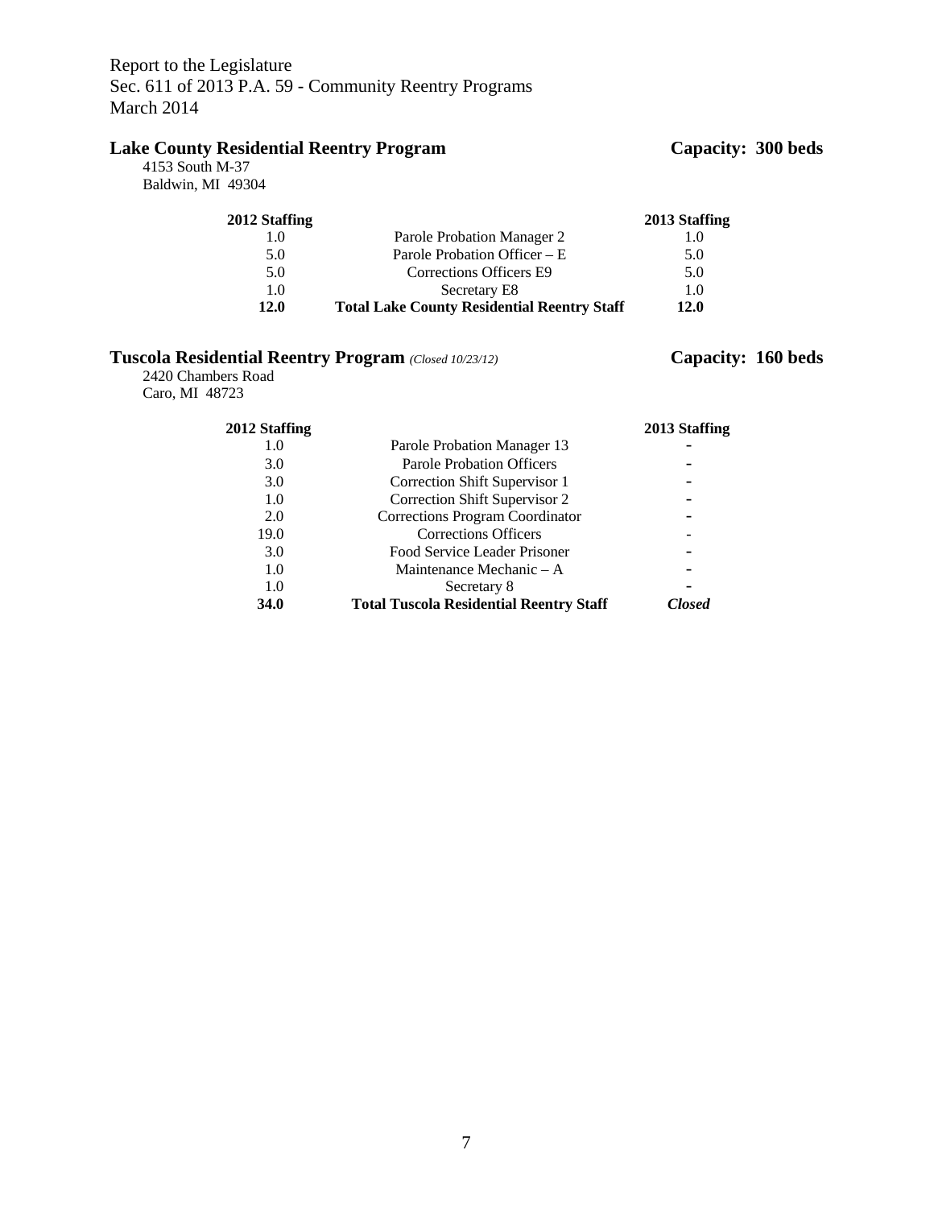Report to the Legislature
Sec. 611 of 2013 P.A. 59 - Community Reentry Programs
March 2014

## Lake County Residential Reentry Program — Capacity: 300 beds

4153 South M-37
Baldwin, MI 49304

| 2012 Staffing | | 2013 Staffing |
|---|---|---|
| 1.0 | Parole Probation Manager 2 | 1.0 |
| 5.0 | Parole Probation Officer – E | 5.0 |
| 5.0 | Corrections Officers E9 | 5.0 |
| 1.0 | Secretary E8 | 1.0 |
| **12.0** | **Total Lake County Residential Reentry Staff** | **12.0** |

## Tuscola Residential Reentry Program *(Closed 10/23/12)* — Capacity: 160 beds

2420 Chambers Road
Caro, MI 48723

| 2012 Staffing | | 2013 Staffing |
|---|---|---|
| 1.0 | Parole Probation Manager 13 | - |
| 3.0 | Parole Probation Officers | - |
| 3.0 | Correction Shift Supervisor 1 | - |
| 1.0 | Correction Shift Supervisor 2 | - |
| 2.0 | Corrections Program Coordinator | - |
| 19.0 | Corrections Officers | - |
| 3.0 | Food Service Leader Prisoner | - |
| 1.0 | Maintenance Mechanic – A | - |
| 1.0 | Secretary 8 | - |
| **34.0** | **Total Tuscola Residential Reentry Staff** | ***Closed*** |